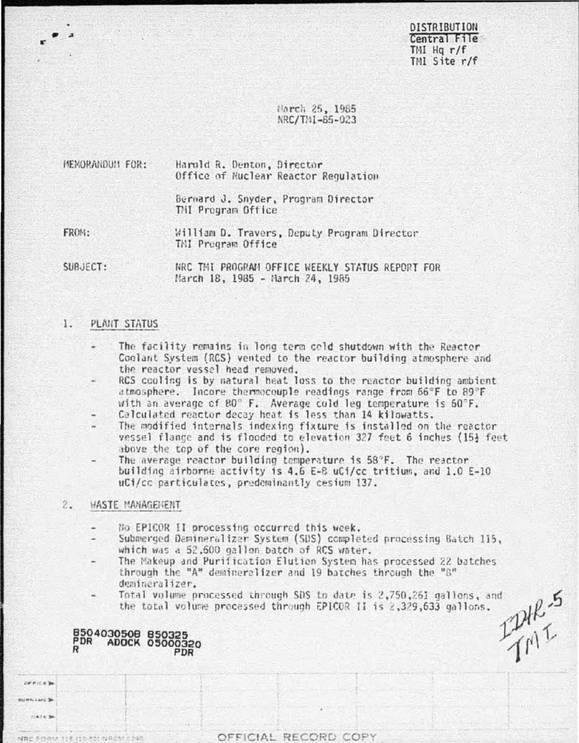DISTRIBUTION
Central File
TMI Hq r/f
TMI Site r/f

March 25, 1985
NRC/TMI-85-023

MEMORANDUM FOR: Harold R. Denton, Director
Office of Nuclear Reactor Regulation

Bernard J. Snyder, Program Director
TMI Program Office

FROM: William D. Travers, Deputy Program Director
TMI Program Office

SUBJECT: NRC TMI PROGRAM OFFICE WEEKLY STATUS REPORT FOR
March 18, 1985 - March 24, 1985

## 1. PLANT STATUS

- The facility remains in long term cold shutdown with the Reactor Coolant System (RCS) vented to the reactor building atmosphere and the reactor vessel head removed.
- RCS cooling is by natural heat loss to the reactor building ambient atmosphere. Incore thermocouple readings range from 66°F to 89°F with an average of 80° F. Average cold leg temperature is 60°F.
- Calculated reactor decay heat is less than 14 kilowatts.
- The modified internals indexing fixture is installed on the reactor vessel flange and is flooded to elevation 327 feet 6 inches (15½ feet above the top of the core region).
- The average reactor building temperature is 58°F. The reactor building airborne activity is 4.6 E-8 uCi/cc tritium, and 1.0 E-10 uCi/cc particulates, predominantly cesium 137.

## 2. WASTE MANAGEMENT

- No EPICOR II processing occurred this week.
- Submerged Demineralizer System (SDS) completed processing Batch 115, which was a 52,600 gallon batch of RCS water.
- The Makeup and Purification Elution System has processed 22 batches through the "A" demineralizer and 19 batches through the "B" demineralizer.
- Total volume processed through SDS to date is 2,750,261 gallons, and the total volume processed through EPICOR II is 2,329,633 gallons.

IDHR-5
TMI

8504030508 850325
PDR ADOCK 05000320
R PDR

OFFICIAL RECORD COPY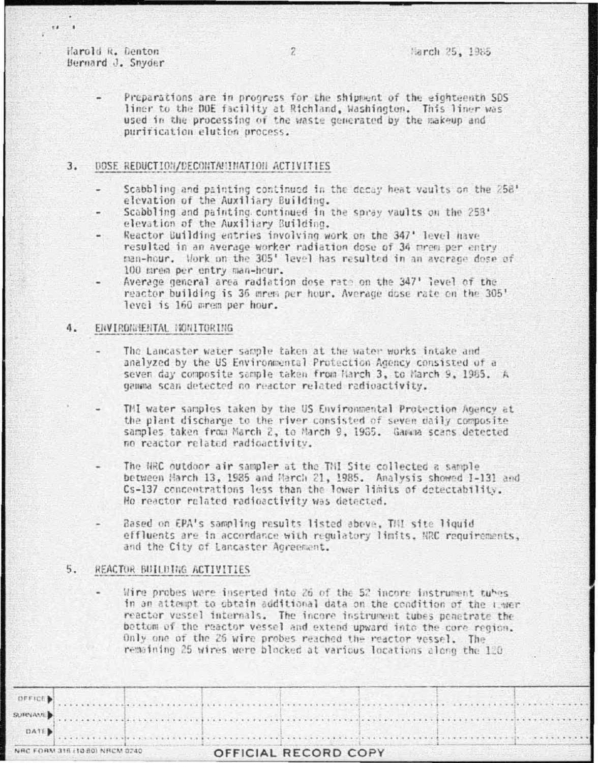- Preparations are in progress for the shipment of the eighteenth SDS liner to the DOE facility at Richland, Washington. This liner was used in the processing of the waste generated by the makeup and purification elution process.

## 3. DOSE REDUCTION/DECONTAMINATION ACTIVITIES

- Scabbling and painting continued in the decay heat vaults on the 258' elevation of the Auxiliary Building.
- Scabbling and painting continued in the spray vaults on the 258' elevation of the Auxiliary Building.
- Reactor Building entries involving work on the 347' level have resulted in an average worker radiation dose of 34 mrem per entry man-hour. Work on the 305' level has resulted in an average dose of 100 mrem per entry man-hour.
- Average general area radiation dose rate on the 347' level of the reactor building is 36 mrem per hour. Average dose rate on the 305' level is 160 mrem per hour.

## 4. ENVIRONMENTAL MONITORING

- The Lancaster water sample taken at the water works intake and analyzed by the US Environmental Protection Agency consisted of a seven day composite sample taken from March 3, to March 9, 1985. A gamma scan detected no reactor related radioactivity.

- TMI water samples taken by the US Environmental Protection Agency at the plant discharge to the river consisted of seven daily composite samples taken from March 2, to March 9, 1985. Gamma scans detected no reactor related radioactivity.

- The NRC outdoor air sampler at the TMI Site collected a sample between March 13, 1985 and March 21, 1985. Analysis showed I-131 and Cs-137 concentrations less than the lower limits of detectability. No reactor related radioactivity was detected.

- Based on EPA's sampling results listed above, TMI site liquid effluents are in accordance with regulatory limits, NRC requirements, and the City of Lancaster Agreement.

## 5. REACTOR BUILDING ACTIVITIES

- Wire probes were inserted into 26 of the 52 incore instrument tubes in an attempt to obtain additional data on the condition of the lower reactor vessel internals. The incore instrument tubes penetrate the bottom of the reactor vessel and extend upward into the core region. Only one of the 26 wire probes reached the reactor vessel. The remaining 25 wires were blocked at various locations along the 120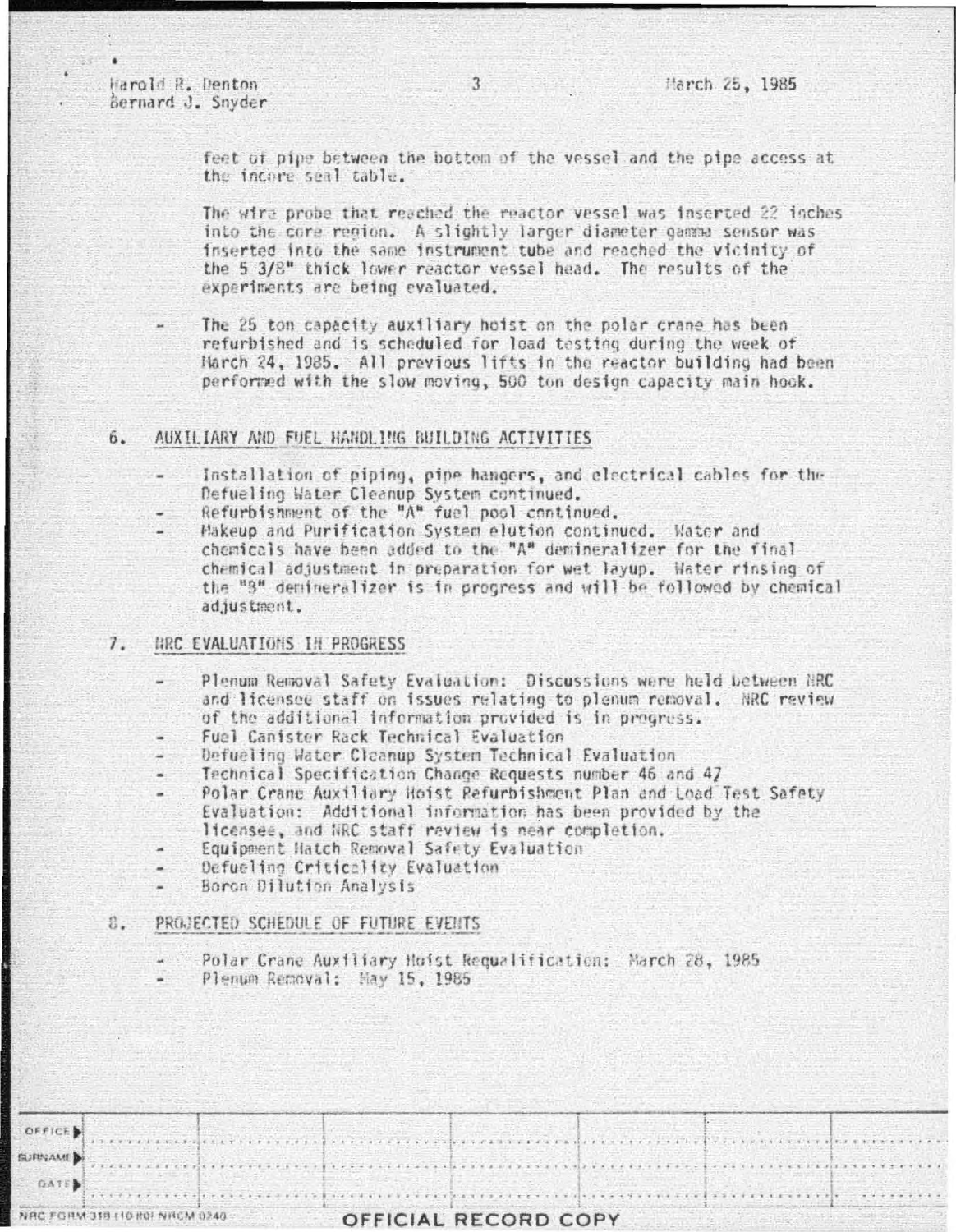feet of pipe between the bottom of the vessel and the pipe access at the incore seal table.

The wire probe that reached the reactor vessel was inserted 22 inches into the core region. A slightly larger diameter gamma sensor was inserted into the same instrument tube and reached the vicinity of the 5 3/8" thick lower reactor vessel head. The results of the experiments are being evaluated.

- The 25 ton capacity auxiliary hoist on the polar crane has been refurbished and is scheduled for load testing during the week of March 24, 1985. All previous lifts in the reactor building had been performed with the slow moving, 500 ton design capacity main hook.

## 6. AUXILIARY AND FUEL HANDLING BUILDING ACTIVITIES

- Installation of piping, pipe hangers, and electrical cables for the Defueling Water Cleanup System continued.
- Refurbishment of the "A" fuel pool continued.
- Makeup and Purification System elution continued. Water and chemicals have been added to the "A" demineralizer for the final chemical adjustment in preparation for wet layup. Water rinsing of the "B" demineralizer is in progress and will be followed by chemical adjustment.

## 7. NRC EVALUATIONS IN PROGRESS

- Plenum Removal Safety Evaluation: Discussions were held between NRC and licensee staff on issues relating to plenum removal. NRC review of the additional information provided is in progress.
- Fuel Canister Rack Technical Evaluation
- Defueling Water Cleanup System Technical Evaluation
- Technical Specification Change Requests number 46 and 47
- Polar Crane Auxiliary Hoist Refurbishment Plan and Load Test Safety Evaluation: Additional information has been provided by the licensee, and NRC staff review is near completion.
- Equipment Hatch Removal Safety Evaluation
- Defueling Criticality Evaluation
- Boron Dilution Analysis

## 8. PROJECTED SCHEDULE OF FUTURE EVENTS

- Polar Crane Auxiliary Hoist Requalification: March 28, 1985
- Plenum Removal: May 15, 1985

| OFFICE | | | | | | | |
|---|---|---|---|---|---|---|---|
| SURNAME | | | | | | | |
| DATE | | | | | | | |

NRC FORM 318 (10/80) NRCM 0240

OFFICIAL RECORD COPY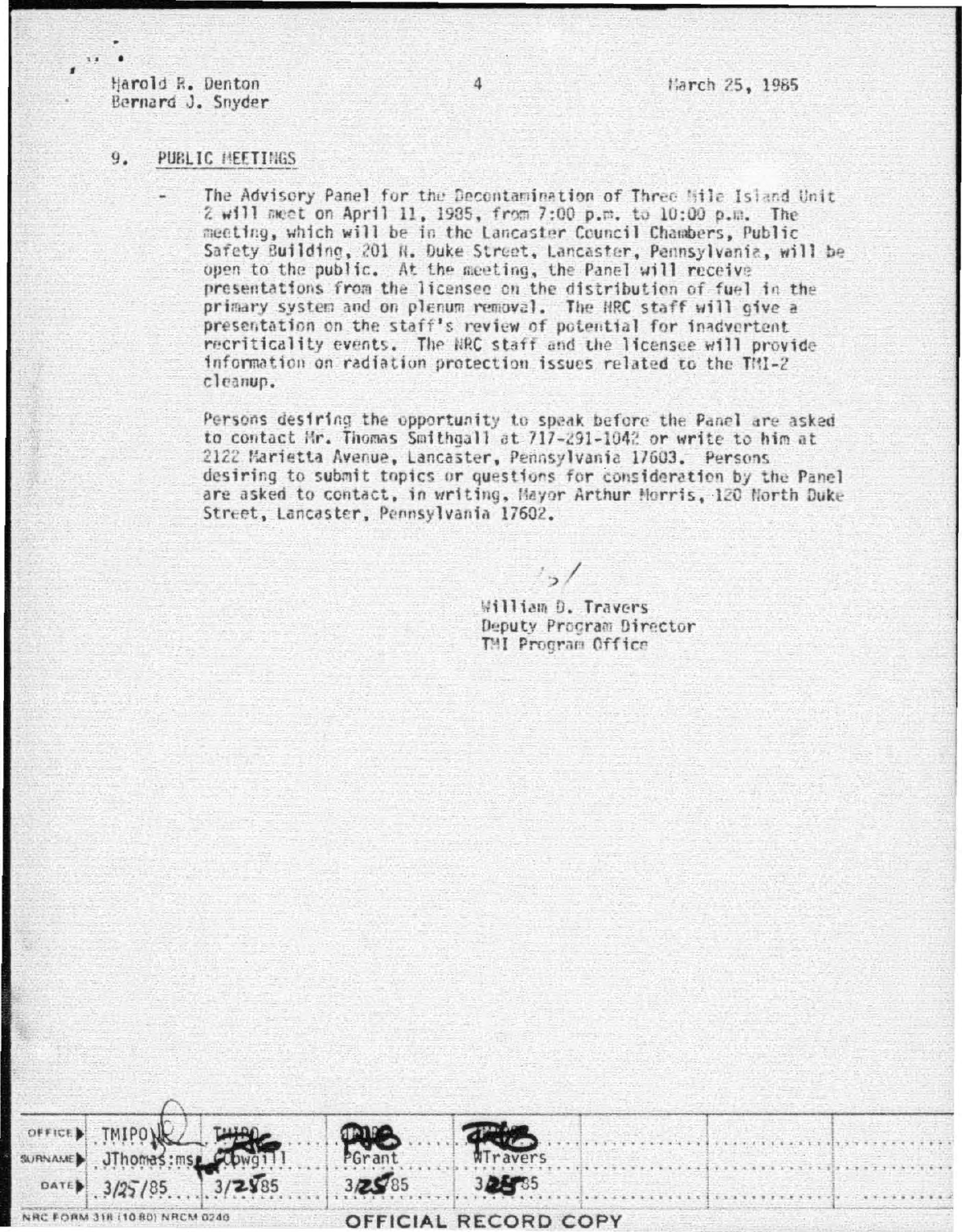Harold R. Denton
Bernard J. Snyder

March 25, 1985

9. PUBLIC MEETINGS

- The Advisory Panel for the Decontamination of Three Mile Island Unit 2 will meet on April 11, 1985, from 7:00 p.m. to 10:00 p.m. The meeting, which will be in the Lancaster Council Chambers, Public Safety Building, 201 N. Duke Street, Lancaster, Pennsylvania, will be open to the public. At the meeting, the Panel will receive presentations from the licensee on the distribution of fuel in the primary system and on plenum removal. The NRC staff will give a presentation on the staff's review of potential for inadvertent recriticality events. The NRC staff and the licensee will provide information on radiation protection issues related to the TMI-2 cleanup.

  Persons desiring the opportunity to speak before the Panel are asked to contact Mr. Thomas Smithgall at 717-291-1042 or write to him at 2122 Marietta Avenue, Lancaster, Pennsylvania 17603. Persons desiring to submit topics or questions for consideration by the Panel are asked to contact, in writing, Mayor Arthur Morris, 120 North Duke Street, Lancaster, Pennsylvania 17602.

/s/

William D. Travers
Deputy Program Director
TMI Program Office

| OFFICE | TMIPO | TMIPO | | | | | |
|---|---|---|---|---|---|---|---|
| SURNAME | JThomas:ms | for Cowgill | PGrant | WTravers | | | |
| DATE | 3/25/85 | 3/25/85 | 3/25/85 | 3/25/85 | | | |

NRC FORM 318 (10 80) NRCM 0240

OFFICIAL RECORD COPY